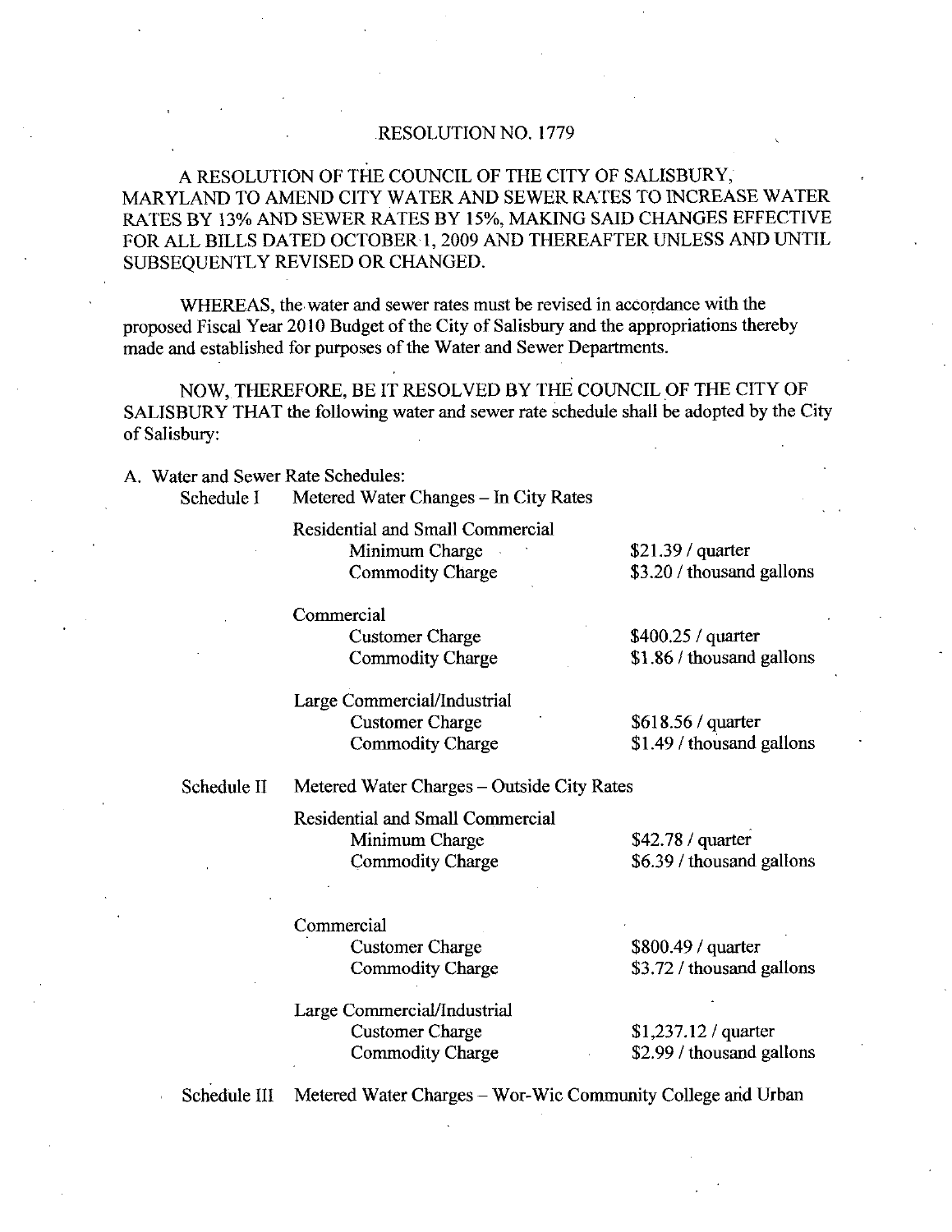RESOLUTION NO. 1779

A RESOLUTION OF THE COUNCIL OF THE CITY OF SALISBURY, MARYLAND TO AMEND CITY WATER AND SEWER RATES TO INCREASE WATER RATES BY 13% AND SEWER RATES BY 15%, MAKING SAID CHANGES EFFECTIVE FOR ALL BILLS DATED OCTOBER 1, 2009 AND THEREAFTER UNLESS AND UNTIL SUBSEQUENTLY REVISED OR CHANGED.

WHEREAS, the water and sewer rates must be revised in accordance with the proposed Fiscal Year 2010 Budget of the City of Salisbury and the appropriations thereby made and established for purposes of the Water and Sewer Departments.

NOW, THEREFORE, BE IT RESOLVED BY THE COUNCIL OF THE CITY OF SALISBURY THAT the following water and sewer rate schedule shall be adopted by the City of Salisbury:

A. Water and Sewer Rate Schedules:

Schedule I — Metered Water Changes – In City Rates

Residential and Small Commercial
- Minimum Charge — $21.39 / quarter
- Commodity Charge — $3.20 / thousand gallons

Commercial
- Customer Charge — $400.25 / quarter
- Commodity Charge — $1.86 / thousand gallons

Large Commercial/Industrial
- Customer Charge — $618.56 / quarter
- Commodity Charge — $1.49 / thousand gallons

Schedule II — Metered Water Charges – Outside City Rates

Residential and Small Commercial
- Minimum Charge — $42.78 / quarter
- Commodity Charge — $6.39 / thousand gallons

Commercial
- Customer Charge — $800.49 / quarter
- Commodity Charge — $3.72 / thousand gallons

Large Commercial/Industrial
- Customer Charge — $1,237.12 / quarter
- Commodity Charge — $2.99 / thousand gallons

Schedule III — Metered Water Charges – Wor-Wic Community College and Urban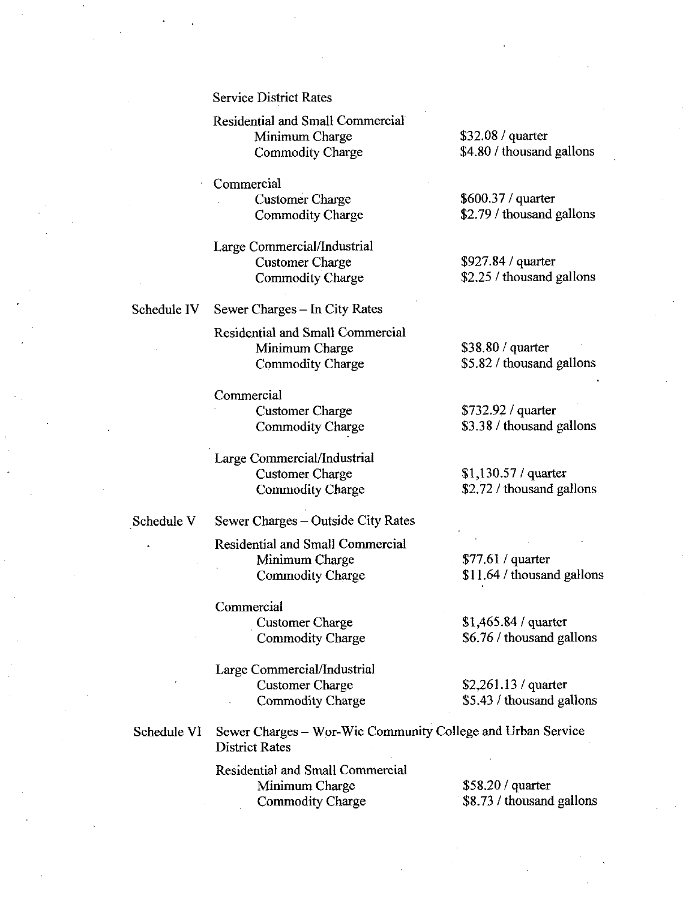Service District Rates

| | | |
|---|---|---|
| Residential and Small Commercial | | |
| | Minimum Charge | $32.08 / quarter |
| | Commodity Charge | $4.80 / thousand gallons |
| Commercial | | |
| | Customer Charge | $600.37 / quarter |
| | Commodity Charge | $2.79 / thousand gallons |
| Large Commercial/Industrial | | |
| | Customer Charge | $927.84 / quarter |
| | Commodity Charge | $2.25 / thousand gallons |

Schedule IV Sewer Charges – In City Rates

| | | |
|---|---|---|
| Residential and Small Commercial | | |
| | Minimum Charge | $38.80 / quarter |
| | Commodity Charge | $5.82 / thousand gallons |
| Commercial | | |
| | Customer Charge | $732.92 / quarter |
| | Commodity Charge | $3.38 / thousand gallons |
| Large Commercial/Industrial | | |
| | Customer Charge | $1,130.57 / quarter |
| | Commodity Charge | $2.72 / thousand gallons |

Schedule V Sewer Charges – Outside City Rates

| | | |
|---|---|---|
| Residential and Small Commercial | | |
| | Minimum Charge | $77.61 / quarter |
| | Commodity Charge | $11.64 / thousand gallons |
| Commercial | | |
| | Customer Charge | $1,465.84 / quarter |
| | Commodity Charge | $6.76 / thousand gallons |
| Large Commercial/Industrial | | |
| | Customer Charge | $2,261.13 / quarter |
| | Commodity Charge | $5.43 / thousand gallons |

Schedule VI Sewer Charges – Wor-Wic Community College and Urban Service District Rates

| | | |
|---|---|---|
| Residential and Small Commercial | | |
| | Minimum Charge | $58.20 / quarter |
| | Commodity Charge | $8.73 / thousand gallons |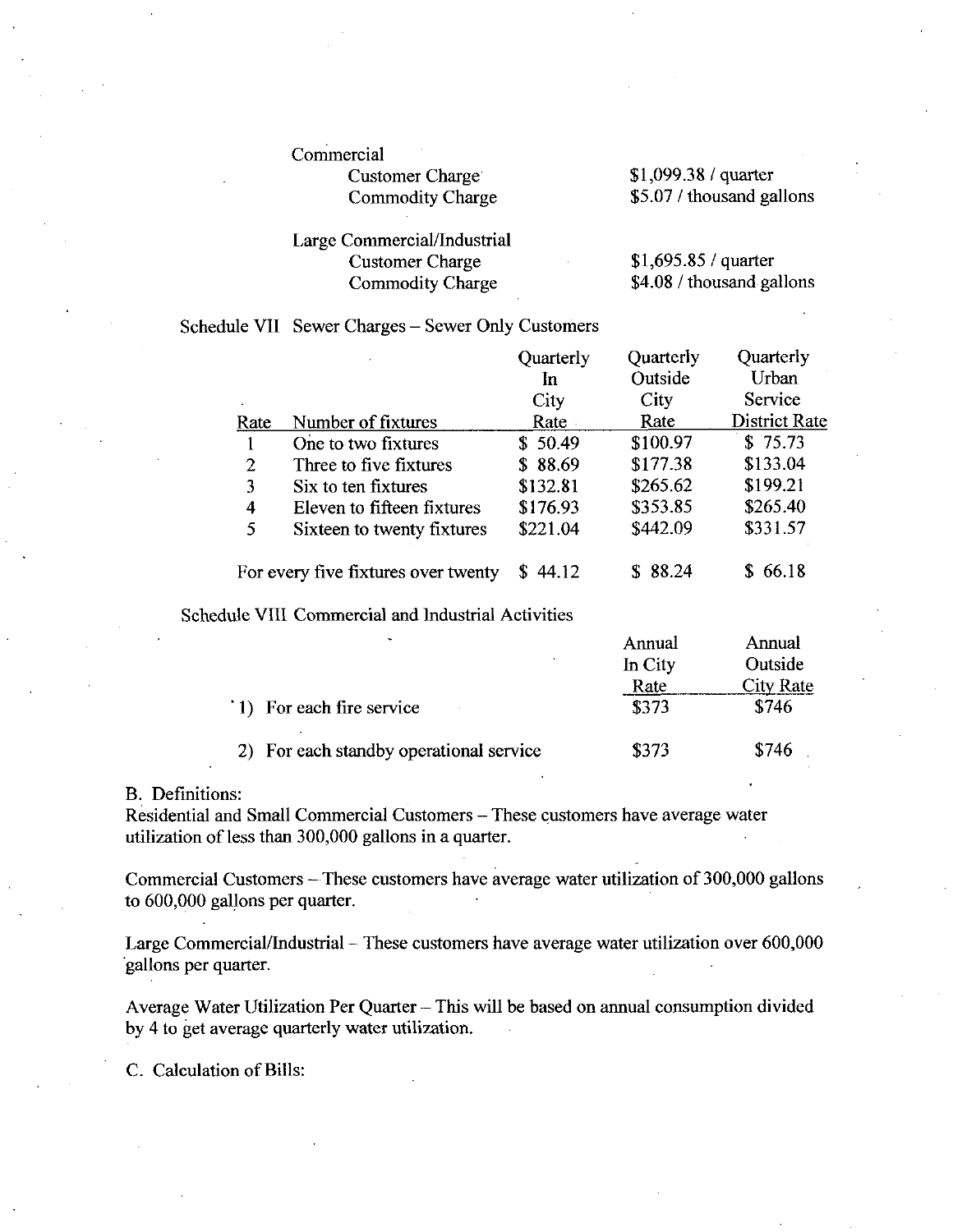Commercial

| | |
|---|---|
| Customer Charge | \$1,099.38 / quarter |
| Commodity Charge | \$5.07 / thousand gallons |

Large Commercial/Industrial

| | |
|---|---|
| Customer Charge | \$1,695.85 / quarter |
| Commodity Charge | \$4.08 / thousand gallons |

Schedule VII Sewer Charges – Sewer Only Customers

| Rate | Number of fixtures | Quarterly In City Rate | Quarterly Outside City Rate | Quarterly Urban Service District Rate |
|---|---|---|---|---|
| 1 | One to two fixtures | \$ 50.49 | \$100.97 | \$ 75.73 |
| 2 | Three to five fixtures | \$ 88.69 | \$177.38 | \$133.04 |
| 3 | Six to ten fixtures | \$132.81 | \$265.62 | \$199.21 |
| 4 | Eleven to fifteen fixtures | \$176.93 | \$353.85 | \$265.40 |
| 5 | Sixteen to twenty fixtures | \$221.04 | \$442.09 | \$331.57 |
| | For every five fixtures over twenty | \$ 44.12 | \$ 88.24 | \$ 66.18 |

Schedule VIII Commercial and Industrial Activities

| | Annual In City Rate | Annual Outside City Rate |
|---|---|---|
| 1) For each fire service | \$373 | \$746 |
| 2) For each standby operational service | \$373 | \$746 |

B. Definitions:

Residential and Small Commercial Customers – These customers have average water utilization of less than 300,000 gallons in a quarter.

Commercial Customers – These customers have average water utilization of 300,000 gallons to 600,000 gallons per quarter.

Large Commercial/Industrial – These customers have average water utilization over 600,000 gallons per quarter.

Average Water Utilization Per Quarter – This will be based on annual consumption divided by 4 to get average quarterly water utilization.

C. Calculation of Bills: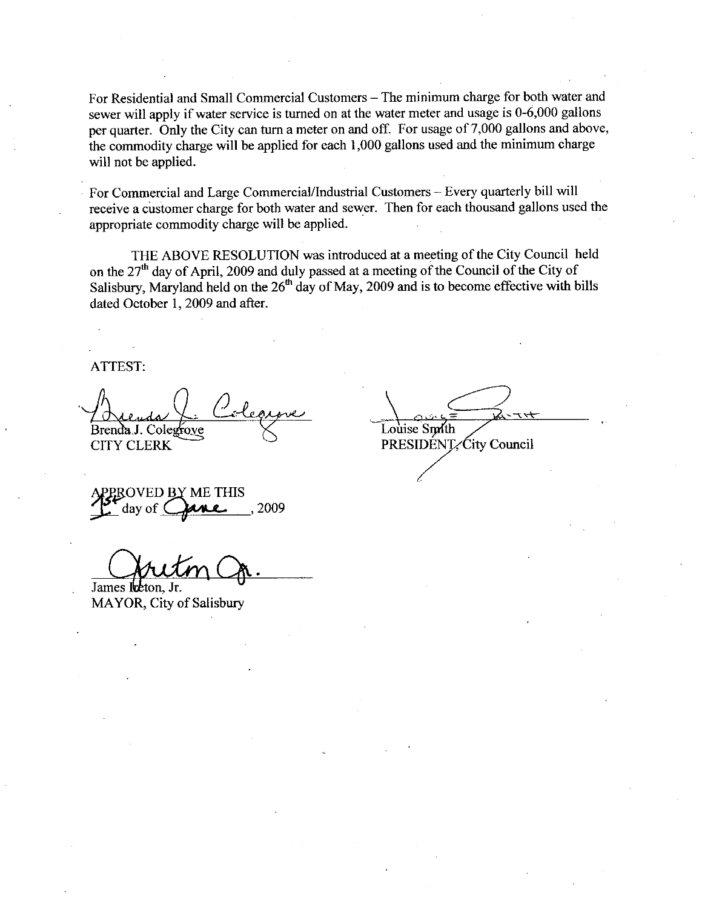For Residential and Small Commercial Customers – The minimum charge for both water and sewer will apply if water service is turned on at the water meter and usage is 0-6,000 gallons per quarter. Only the City can turn a meter on and off. For usage of 7,000 gallons and above, the commodity charge will be applied for each 1,000 gallons used and the minimum charge will not be applied.

For Commercial and Large Commercial/Industrial Customers – Every quarterly bill will receive a customer charge for both water and sewer. Then for each thousand gallons used the appropriate commodity charge will be applied.

THE ABOVE RESOLUTION was introduced at a meeting of the City Council held on the 27th day of April, 2009 and duly passed at a meeting of the Council of the City of Salisbury, Maryland held on the 26th day of May, 2009 and is to become effective with bills dated October 1, 2009 and after.

ATTEST:

Brenda J. Colegrove
CITY CLERK

Louise Smith
PRESIDENT, City Council

APPROVED BY ME THIS 1st day of June, 2009

James Ireton, Jr.
MAYOR, City of Salisbury